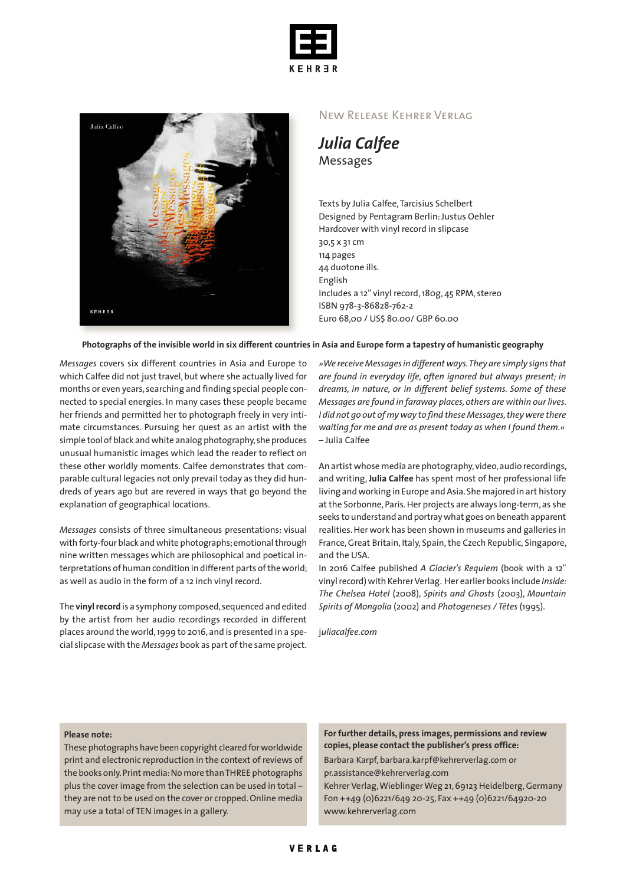KEHRER

New Release Kehrer Verlag

# *Julia Calfee*

## Messages

Texts by Julia Calfee, Tarcisius Schelbert  
Designed by Pentagram Berlin: Justus Oehler  
Hardcover with vinyl record in slipcase  
30,5 x 31 cm  
114 pages  
44 duotone ills.  
English  
Includes a 12" vinyl record, 180g, 45 RPM, stereo  
ISBN 978-3-86828-762-2  
Euro 68,00 / US$ 80.00/ GBP 60.00

**Photographs of the invisible world in six different countries in Asia and Europe form a tapestry of humanistic geography**

*Messages* covers six different countries in Asia and Europe to which Calfee did not just travel, but where she actually lived for months or even years, searching and finding special people connected to special energies. In many cases these people became her friends and permitted her to photograph freely in very intimate circumstances. Pursuing her quest as an artist with the simple tool of black and white analog photography, she produces unusual humanistic images which lead the reader to reflect on these other worldly moments. Calfee demonstrates that comparable cultural legacies not only prevail today as they did hundreds of years ago but are revered in ways that go beyond the explanation of geographical locations.

*Messages* consists of three simultaneous presentations: visual with forty-four black and white photographs; emotional through nine written messages which are philosophical and poetical interpretations of human condition in different parts of the world; as well as audio in the form of a 12 inch vinyl record.

The **vinyl record** is a symphony composed, sequenced and edited by the artist from her audio recordings recorded in different places around the world, 1999 to 2016, and is presented in a special slipcase with the *Messages* book as part of the same project.

*»We receive Messages in different ways. They are simply signs that are found in everyday life, often ignored but always present; in dreams, in nature, or in different belief systems. Some of these Messages are found in faraway places, others are within our lives. I did not go out of my way to find these Messages, they were there waiting for me and are as present today as when I found them.«*  
– Julia Calfee

An artist whose media are photography, video, audio recordings, and writing, **Julia Calfee** has spent most of her professional life living and working in Europe and Asia. She majored in art history at the Sorbonne, Paris. Her projects are always long-term, as she seeks to understand and portray what goes on beneath apparent realities. Her work has been shown in museums and galleries in France, Great Britain, Italy, Spain, the Czech Republic, Singapore, and the USA.  
In 2016 Calfee published *A Glacier's Requiem* (book with a 12" vinyl record) with Kehrer Verlag. Her earlier books include *Inside: The Chelsea Hotel* (2008), *Spirits and Ghosts* (2003), *Mountain Spirits of Mongolia* (2002) and *Photogeneses / Têtes* (1995).

*juliacalfee.com*

**Please note:**  
These photographs have been copyright cleared for worldwide print and electronic reproduction in the context of reviews of the books only. Print media: No more than THREE photographs plus the cover image from the selection can be used in total – they are not to be used on the cover or cropped. Online media may use a total of TEN images in a gallery.

**For further details, press images, permissions and review copies, please contact the publisher's press office:**  
Barbara Karpf, barbara.karpf@kehrerverlag.com or pr.assistance@kehrerverlag.com  
Kehrer Verlag, Wieblinger Weg 21, 69123 Heidelberg, Germany  
Fon ++49 (0)6221/649 20-25, Fax ++49 (0)6221/64920-20  
www.kehrerverlag.com

VERLAG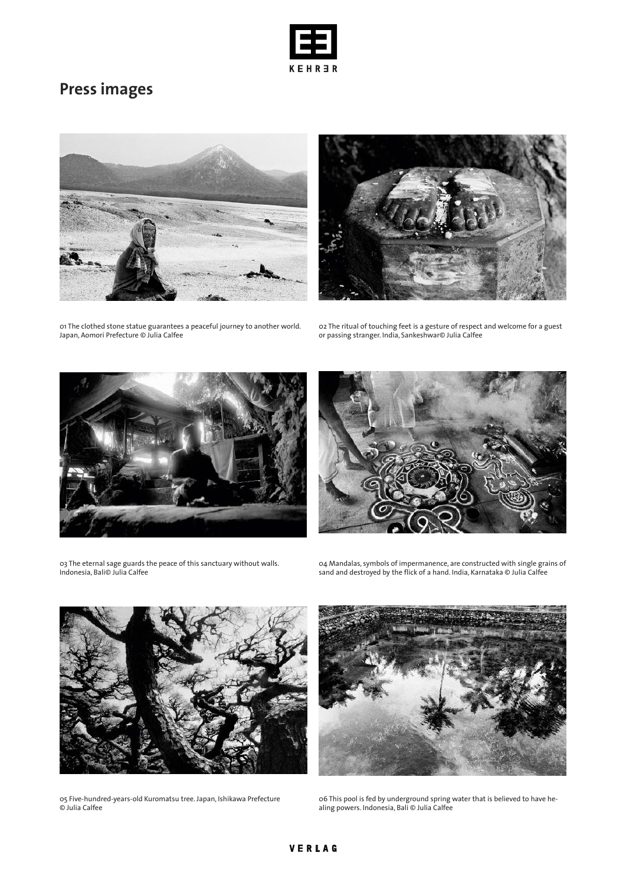# Press images

01 The clothed stone statue guarantees a peaceful journey to another world. Japan, Aomori Prefecture © Julia Calfee

02 The ritual of touching feet is a gesture of respect and welcome for a guest or passing stranger. India, Sankeshwar© Julia Calfee

03 The eternal sage guards the peace of this sanctuary without walls. Indonesia, Bali© Julia Calfee

04 Mandalas, symbols of impermanence, are constructed with single grains of sand and destroyed by the flick of a hand. India, Karnataka © Julia Calfee

05 Five-hundred-years-old Kuromatsu tree. Japan, Ishikawa Prefecture © Julia Calfee

06 This pool is fed by underground spring water that is believed to have healing powers. Indonesia, Bali © Julia Calfee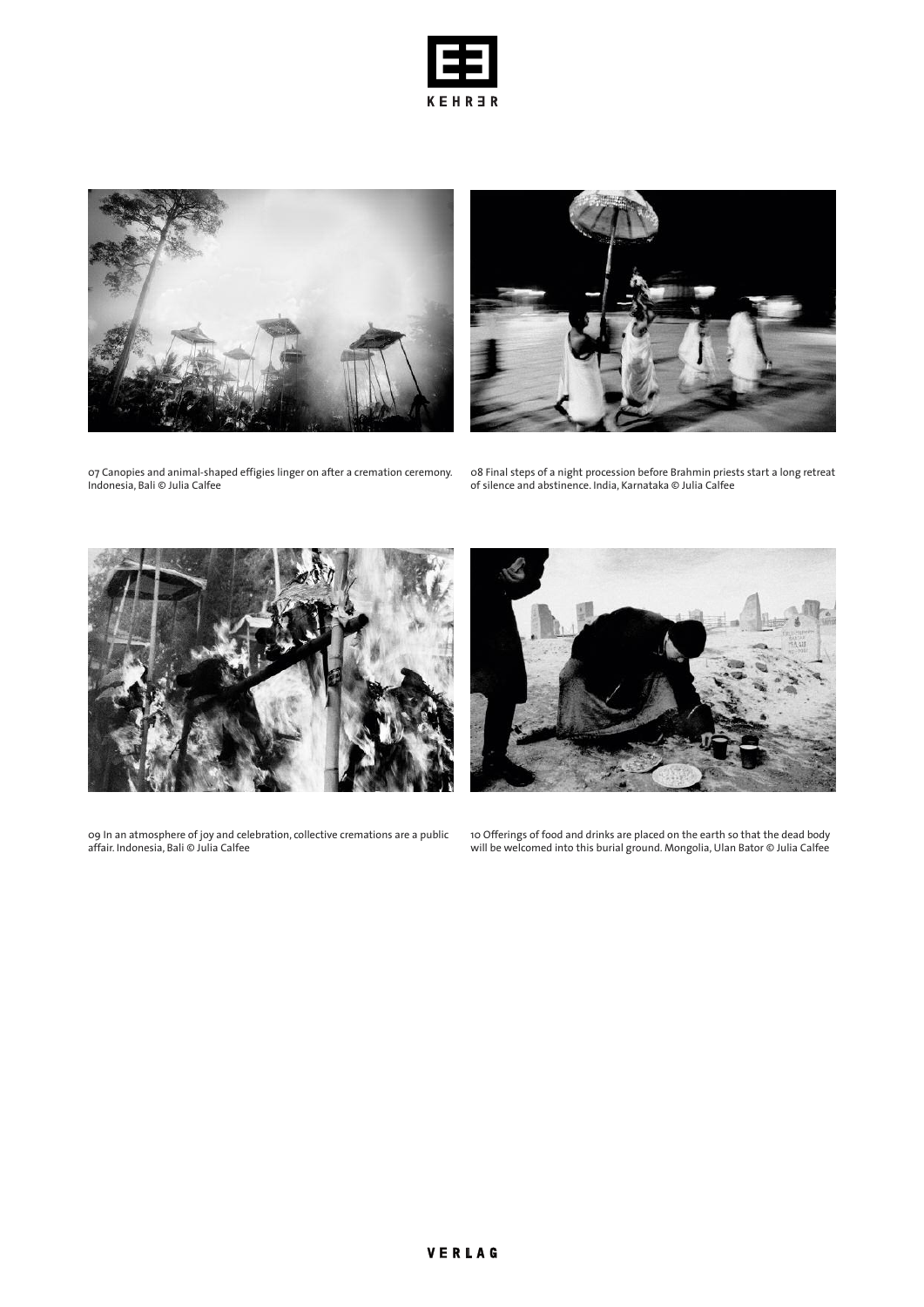07 Canopies and animal-shaped effigies linger on after a cremation ceremony. Indonesia, Bali © Julia Calfee

08 Final steps of a night procession before Brahmin priests start a long retreat of silence and abstinence. India, Karnataka © Julia Calfee

09 In an atmosphere of joy and celebration, collective cremations are a public affair. Indonesia, Bali © Julia Calfee

10 Offerings of food and drinks are placed on the earth so that the dead body will be welcomed into this burial ground. Mongolia, Ulan Bator © Julia Calfee